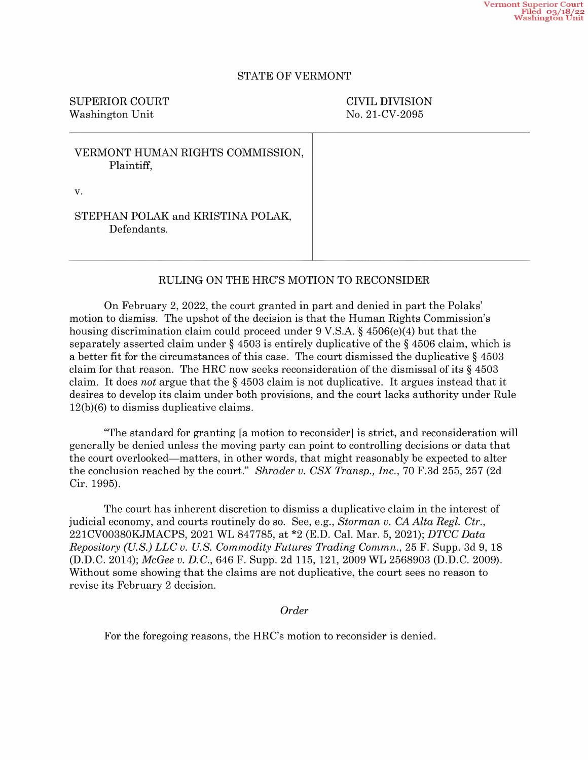Vermont Superior Court
Filed 03/18/22
Washington Unit

STATE OF VERMONT

| SUPERIOR COURT<br>Washington Unit | CIVIL DIVISION<br>No. 21-CV-2095 |
|---|---|
| VERMONT HUMAN RIGHTS COMMISSION,<br>Plaintiff,<br><br>v.<br><br>STEPHAN POLAK and KRISTINA POLAK,<br>Defendants. | |

RULING ON THE HRC'S MOTION TO RECONSIDER

On February 2, 2022, the court granted in part and denied in part the Polaks' motion to dismiss. The upshot of the decision is that the Human Rights Commission's housing discrimination claim could proceed under 9 V.S.A. § 4506(e)(4) but that the separately asserted claim under § 4503 is entirely duplicative of the § 4506 claim, which is a better fit for the circumstances of this case. The court dismissed the duplicative § 4503 claim for that reason. The HRC now seeks reconsideration of the dismissal of its § 4503 claim. It does *not* argue that the § 4503 claim is not duplicative. It argues instead that it desires to develop its claim under both provisions, and the court lacks authority under Rule 12(b)(6) to dismiss duplicative claims.

"The standard for granting [a motion to reconsider] is strict, and reconsideration will generally be denied unless the moving party can point to controlling decisions or data that the court overlooked—matters, in other words, that might reasonably be expected to alter the conclusion reached by the court." *Shrader v. CSX Transp., Inc.*, 70 F.3d 255, 257 (2d Cir. 1995).

The court has inherent discretion to dismiss a duplicative claim in the interest of judicial economy, and courts routinely do so. See, e.g., *Storman v. CA Alta Regl. Ctr.*, 221CV00380KJMACPS, 2021 WL 847785, at *2 (E.D. Cal. Mar. 5, 2021); *DTCC Data Repository (U.S.) LLC v. U.S. Commodity Futures Trading Commn.*, 25 F. Supp. 3d 9, 18 (D.D.C. 2014); *McGee v. D.C.*, 646 F. Supp. 2d 115, 121, 2009 WL 2568903 (D.D.C. 2009). Without some showing that the claims are not duplicative, the court sees no reason to revise its February 2 decision.

*Order*

For the foregoing reasons, the HRC's motion to reconsider is denied.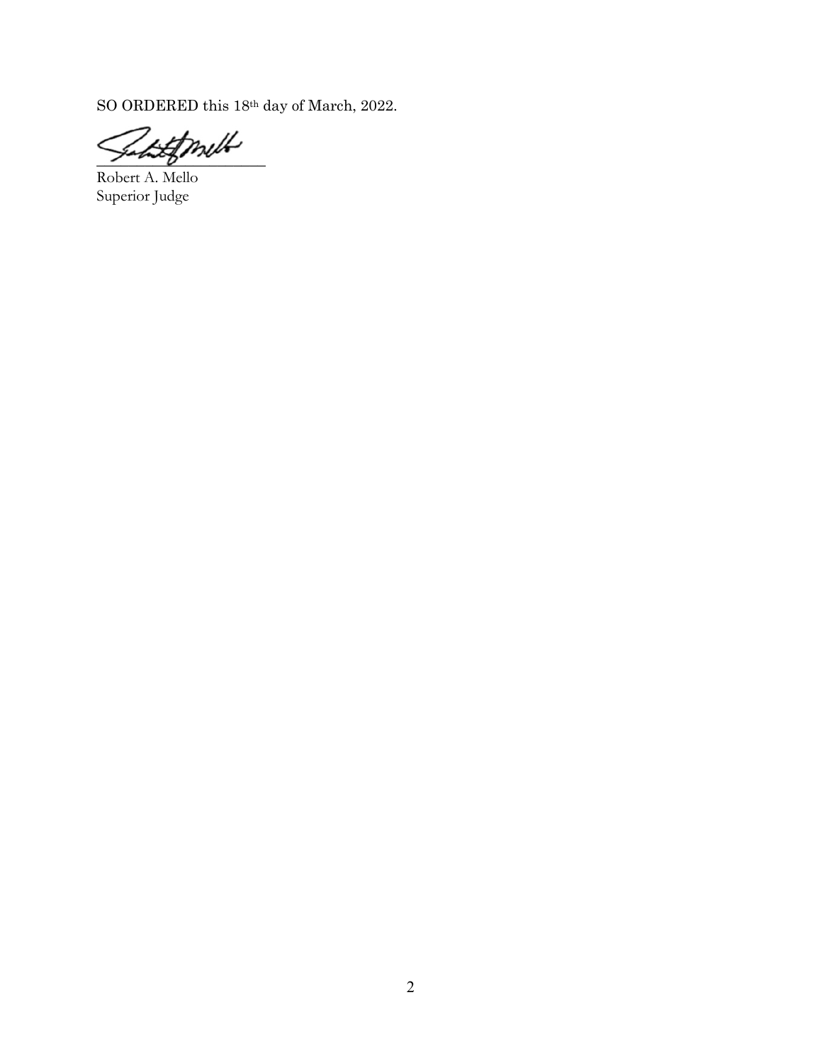SO ORDERED this 18th day of March, 2022.

Robert A. Mello
Superior Judge